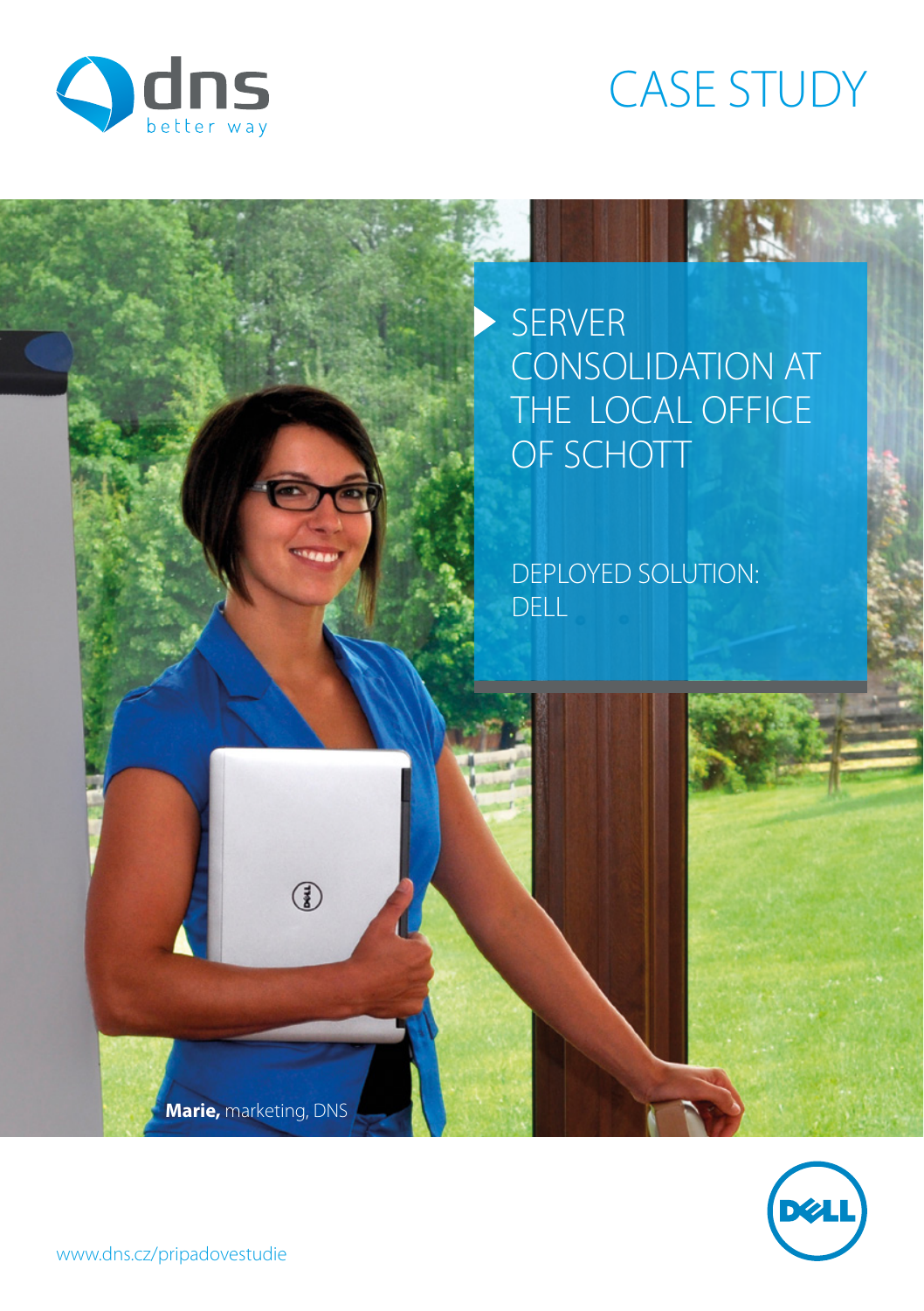dns
better way

# CASE STUDY

## SERVER CONSOLIDATION AT THE LOCAL OFFICE OF SCHOTT

DEPLOYED SOLUTION: DELL

**Marie,** marketing, DNS

www.dns.cz/pripadovestudie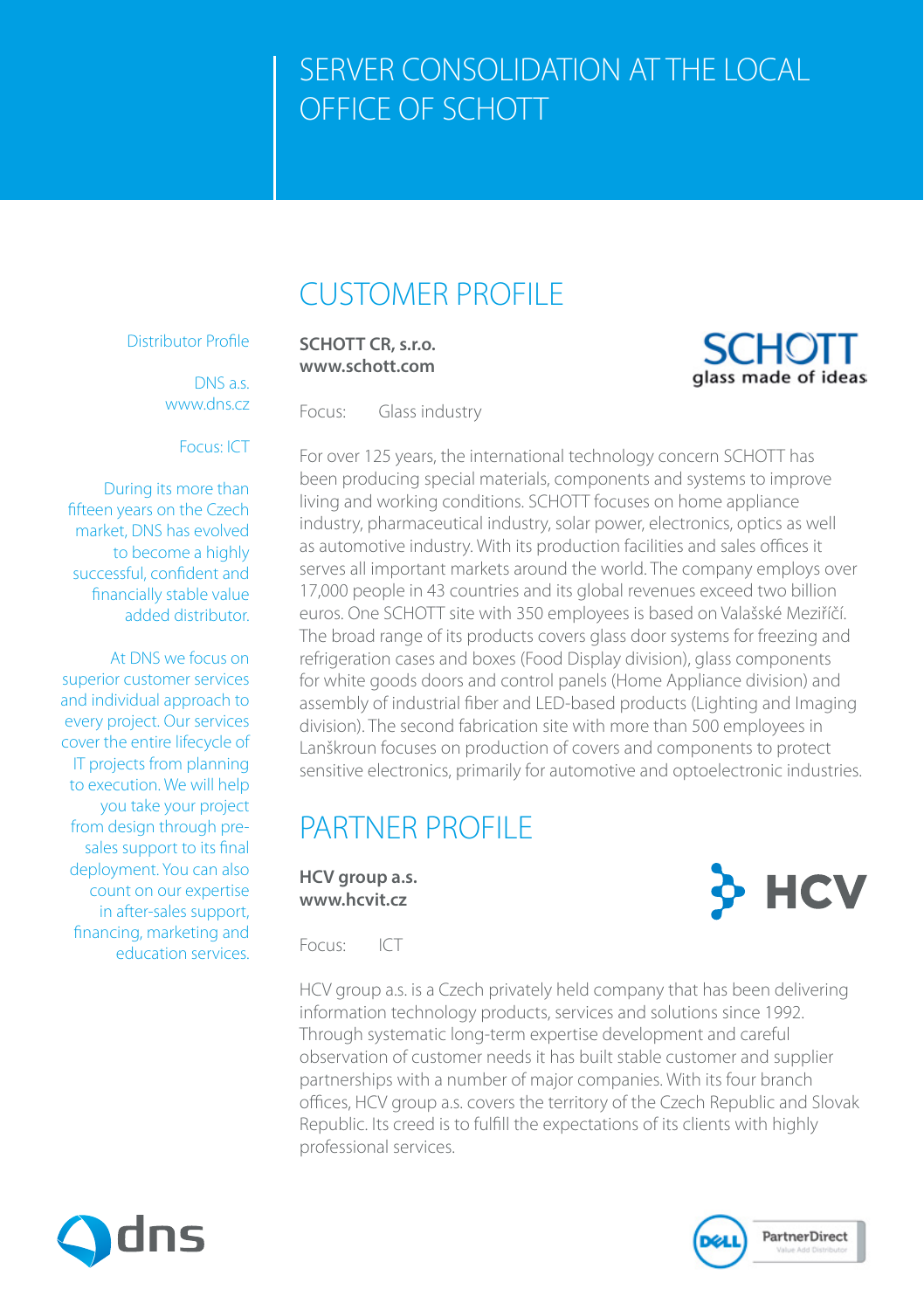# SERVER CONSOLIDATION AT THE LOCAL OFFICE OF SCHOTT

Distributor Profile

DNS a.s.
www.dns.cz

Focus: ICT

During its more than fifteen years on the Czech market, DNS has evolved to become a highly successful, confident and financially stable value added distributor.

At DNS we focus on superior customer services and individual approach to every project. Our services cover the entire lifecycle of IT projects from planning to execution. We will help you take your project from design through pre-sales support to its final deployment. You can also count on our expertise in after-sales support, financing, marketing and education services.

## CUSTOMER PROFILE

**SCHOTT CR, s.r.o.**
**www.schott.com**

Focus: Glass industry

For over 125 years, the international technology concern SCHOTT has been producing special materials, components and systems to improve living and working conditions. SCHOTT focuses on home appliance industry, pharmaceutical industry, solar power, electronics, optics as well as automotive industry. With its production facilities and sales offices it serves all important markets around the world. The company employs over 17,000 people in 43 countries and its global revenues exceed two billion euros. One SCHOTT site with 350 employees is based on Valašské Meziříčí. The broad range of its products covers glass door systems for freezing and refrigeration cases and boxes (Food Display division), glass components for white goods doors and control panels (Home Appliance division) and assembly of industrial fiber and LED-based products (Lighting and Imaging division). The second fabrication site with more than 500 employees in Lanškroun focuses on production of covers and components to protect sensitive electronics, primarily for automotive and optoelectronic industries.

## PARTNER PROFILE

**HCV group a.s.**
**www.hcvit.cz**

Focus: ICT

HCV group a.s. is a Czech privately held company that has been delivering information technology products, services and solutions since 1992. Through systematic long-term expertise development and careful observation of customer needs it has built stable customer and supplier partnerships with a number of major companies. With its four branch offices, HCV group a.s. covers the territory of the Czech Republic and Slovak Republic. Its creed is to fulfill the expectations of its clients with highly professional services.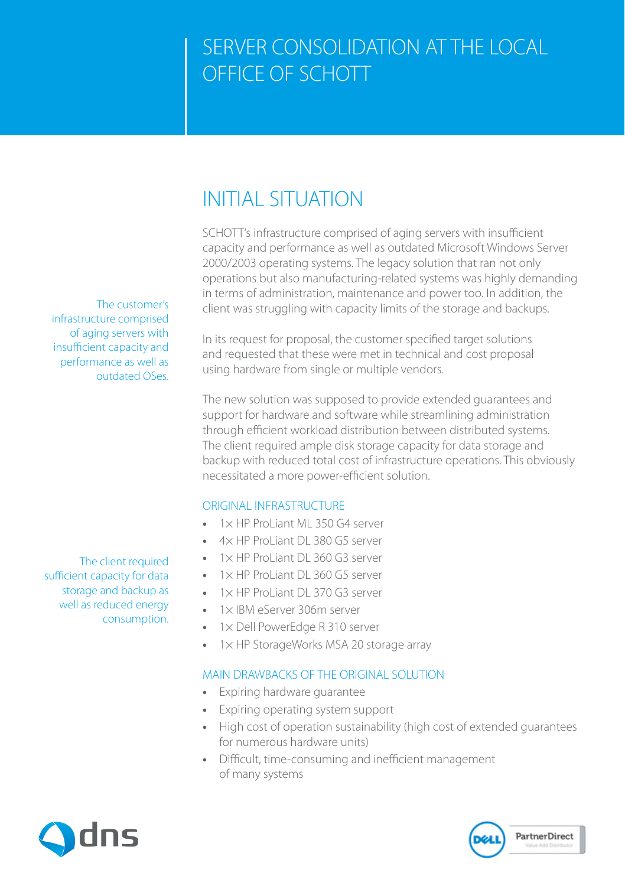# SERVER CONSOLIDATION AT THE LOCAL OFFICE OF SCHOTT

## INITIAL SITUATION

SCHOTT's infrastructure comprised of aging servers with insufficient capacity and performance as well as outdated Microsoft Windows Server 2000/2003 operating systems. The legacy solution that ran not only operations but also manufacturing-related systems was highly demanding in terms of administration, maintenance and power too. In addition, the client was struggling with capacity limits of the storage and backups.

The customer's infrastructure comprised of aging servers with insufficient capacity and performance as well as outdated OSes.

In its request for proposal, the customer specified target solutions and requested that these were met in technical and cost proposal using hardware from single or multiple vendors.

The new solution was supposed to provide extended guarantees and support for hardware and software while streamlining administration through efficient workload distribution between distributed systems. The client required ample disk storage capacity for data storage and backup with reduced total cost of infrastructure operations. This obviously necessitated a more power-efficient solution.

The client required sufficient capacity for data storage and backup as well as reduced energy consumption.

### ORIGINAL INFRASTRUCTURE

- 1× HP ProLiant ML 350 G4 server
- 4× HP ProLiant DL 380 G5 server
- 1× HP ProLiant DL 360 G3 server
- 1× HP ProLiant DL 360 G5 server
- 1× HP ProLiant DL 370 G3 server
- 1× IBM eServer 306m server
- 1× Dell PowerEdge R 310 server
- 1× HP StorageWorks MSA 20 storage array

### MAIN DRAWBACKS OF THE ORIGINAL SOLUTION

- Expiring hardware guarantee
- Expiring operating system support
- High cost of operation sustainability (high cost of extended guarantees for numerous hardware units)
- Difficult, time-consuming and inefficient management of many systems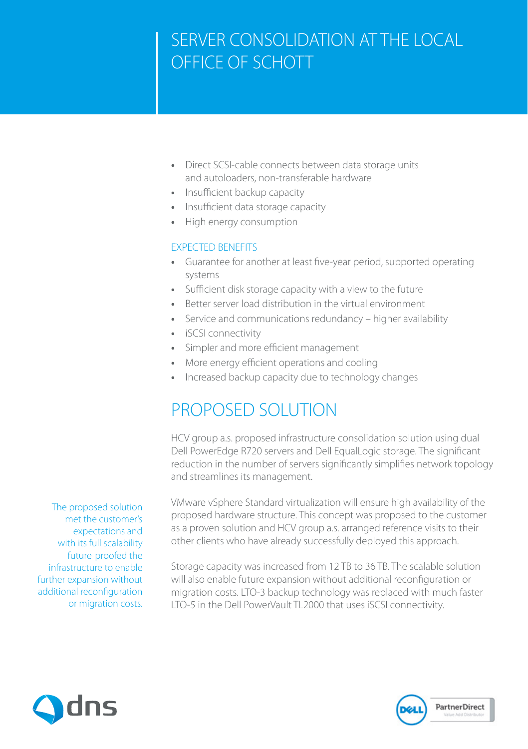# SERVER CONSOLIDATION AT THE LOCAL OFFICE OF SCHOTT

- Direct SCSI-cable connects between data storage units and autoloaders, non-transferable hardware
- Insufficient backup capacity
- Insufficient data storage capacity
- High energy consumption

### EXPECTED BENEFITS

- Guarantee for another at least five-year period, supported operating systems
- Sufficient disk storage capacity with a view to the future
- Better server load distribution in the virtual environment
- Service and communications redundancy – higher availability
- iSCSI connectivity
- Simpler and more efficient management
- More energy efficient operations and cooling
- Increased backup capacity due to technology changes

## PROPOSED SOLUTION

HCV group a.s. proposed infrastructure consolidation solution using dual Dell PowerEdge R720 servers and Dell EqualLogic storage. The significant reduction in the number of servers significantly simplifies network topology and streamlines its management.

VMware vSphere Standard virtualization will ensure high availability of the proposed hardware structure. This concept was proposed to the customer as a proven solution and HCV group a.s. arranged reference visits to their other clients who have already successfully deployed this approach.

> The proposed solution met the customer's expectations and with its full scalability future-proofed the infrastructure to enable further expansion without additional reconfiguration or migration costs.

Storage capacity was increased from 12 TB to 36 TB. The scalable solution will also enable future expansion without additional reconfiguration or migration costs. LTO-3 backup technology was replaced with much faster LTO-5 in the Dell PowerVault TL2000 that uses iSCSI connectivity.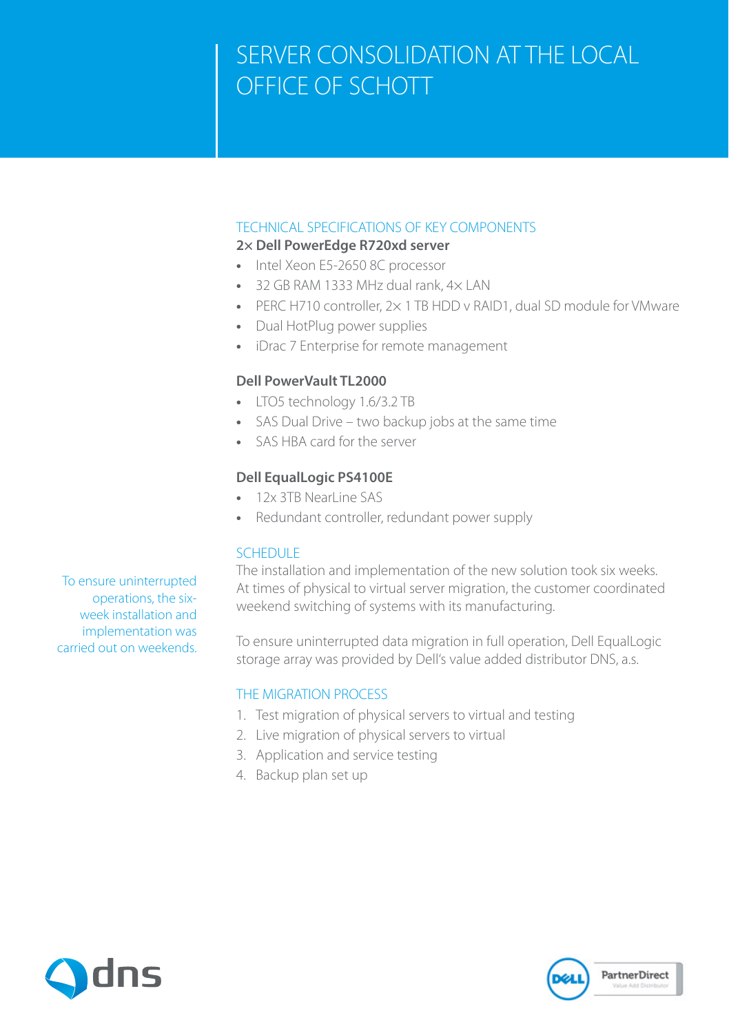# SERVER CONSOLIDATION AT THE LOCAL OFFICE OF SCHOTT

## TECHNICAL SPECIFICATIONS OF KEY COMPONENTS

**2× Dell PowerEdge R720xd server**

- Intel Xeon E5-2650 8C processor
- 32 GB RAM 1333 MHz dual rank, 4× LAN
- PERC H710 controller, 2× 1 TB HDD v RAID1, dual SD module for VMware
- Dual HotPlug power supplies
- iDrac 7 Enterprise for remote management

**Dell PowerVault TL2000**

- LTO5 technology 1.6/3.2 TB
- SAS Dual Drive – two backup jobs at the same time
- SAS HBA card for the server

**Dell EqualLogic PS4100E**

- 12x 3TB NearLine SAS
- Redundant controller, redundant power supply

## SCHEDULE

To ensure uninterrupted operations, the six-week installation and implementation was carried out on weekends.

The installation and implementation of the new solution took six weeks. At times of physical to virtual server migration, the customer coordinated weekend switching of systems with its manufacturing.

To ensure uninterrupted data migration in full operation, Dell EqualLogic storage array was provided by Dell's value added distributor DNS, a.s.

## THE MIGRATION PROCESS

1. Test migration of physical servers to virtual and testing
2. Live migration of physical servers to virtual
3. Application and service testing
4. Backup plan set up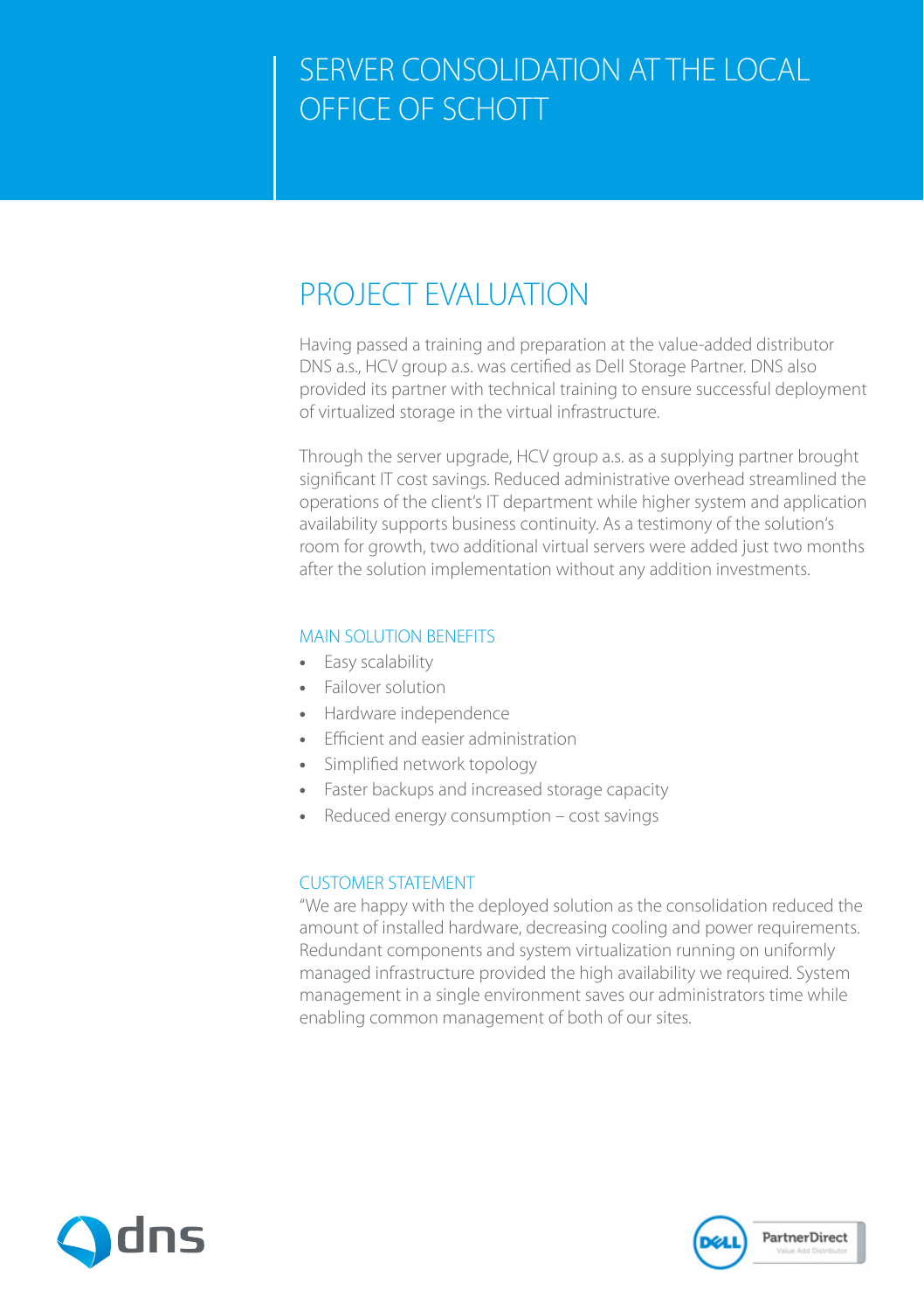# SERVER CONSOLIDATION AT THE LOCAL OFFICE OF SCHOTT

## PROJECT EVALUATION

Having passed a training and preparation at the value-added distributor DNS a.s., HCV group a.s. was certified as Dell Storage Partner. DNS also provided its partner with technical training to ensure successful deployment of virtualized storage in the virtual infrastructure.

Through the server upgrade, HCV group a.s. as a supplying partner brought significant IT cost savings. Reduced administrative overhead streamlined the operations of the client's IT department while higher system and application availability supports business continuity. As a testimony of the solution's room for growth, two additional virtual servers were added just two months after the solution implementation without any addition investments.

### MAIN SOLUTION BENEFITS

- Easy scalability
- Failover solution
- Hardware independence
- Efficient and easier administration
- Simplified network topology
- Faster backups and increased storage capacity
- Reduced energy consumption – cost savings

### CUSTOMER STATEMENT

"We are happy with the deployed solution as the consolidation reduced the amount of installed hardware, decreasing cooling and power requirements. Redundant components and system virtualization running on uniformly managed infrastructure provided the high availability we required. System management in a single environment saves our administrators time while enabling common management of both of our sites.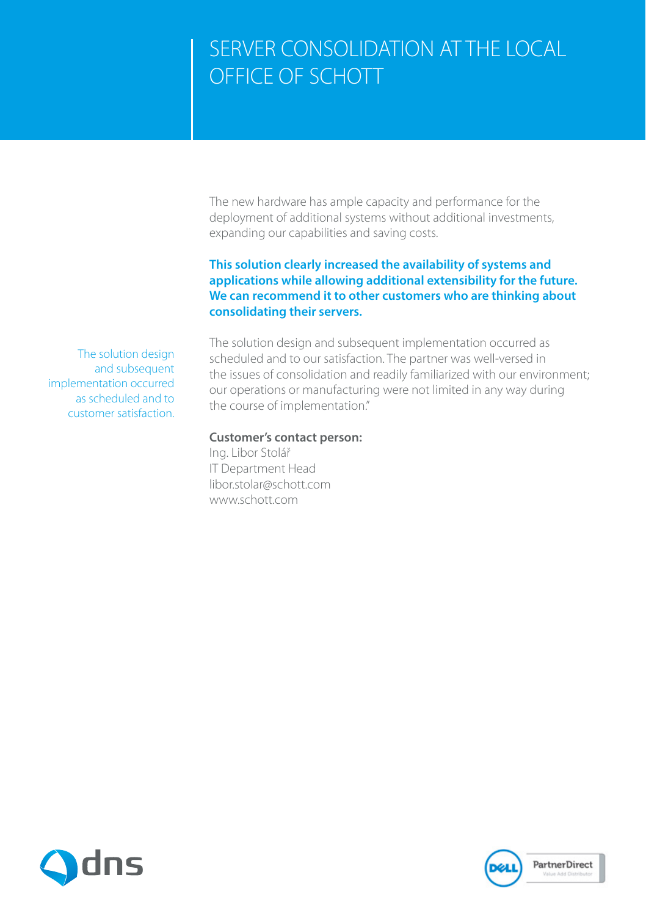# SERVER CONSOLIDATION AT THE LOCAL OFFICE OF SCHOTT

The new hardware has ample capacity and performance for the deployment of additional systems without additional investments, expanding our capabilities and saving costs.

**This solution clearly increased the availability of systems and applications while allowing additional extensibility for the future. We can recommend it to other customers who are thinking about consolidating their servers.**

The solution design and subsequent implementation occurred as scheduled and to customer satisfaction.

The solution design and subsequent implementation occurred as scheduled and to our satisfaction. The partner was well-versed in the issues of consolidation and readily familiarized with our environment; our operations or manufacturing were not limited in any way during the course of implementation."

**Customer's contact person:**
Ing. Libor Stolář
IT Department Head
libor.stolar@schott.com
www.schott.com

dns

DELL PartnerDirect Value Add Distributor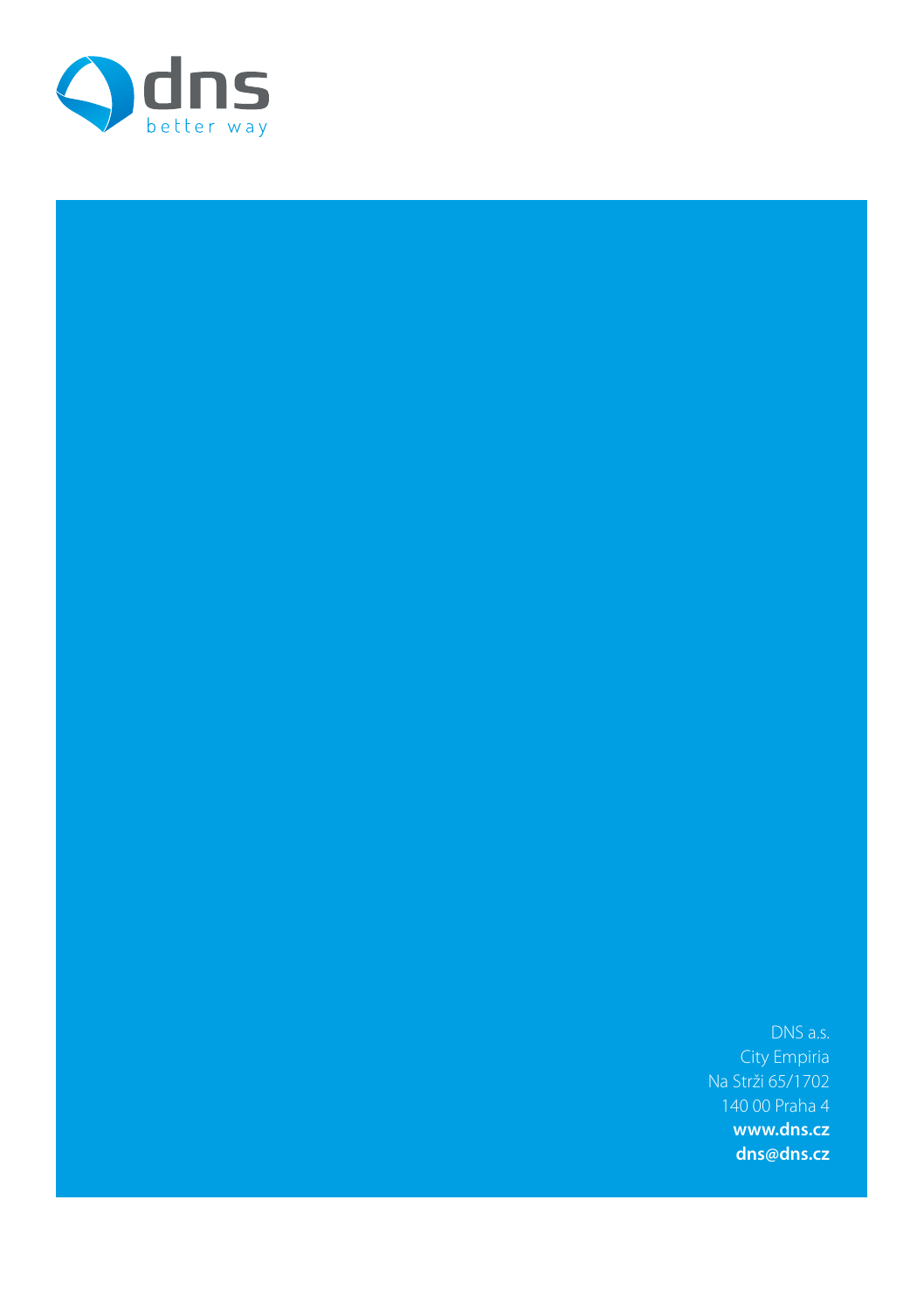dns
better way

DNS a.s.
City Empiria
Na Strži 65/1702
140 00 Praha 4
**www.dns.cz**
**dns@dns.cz**